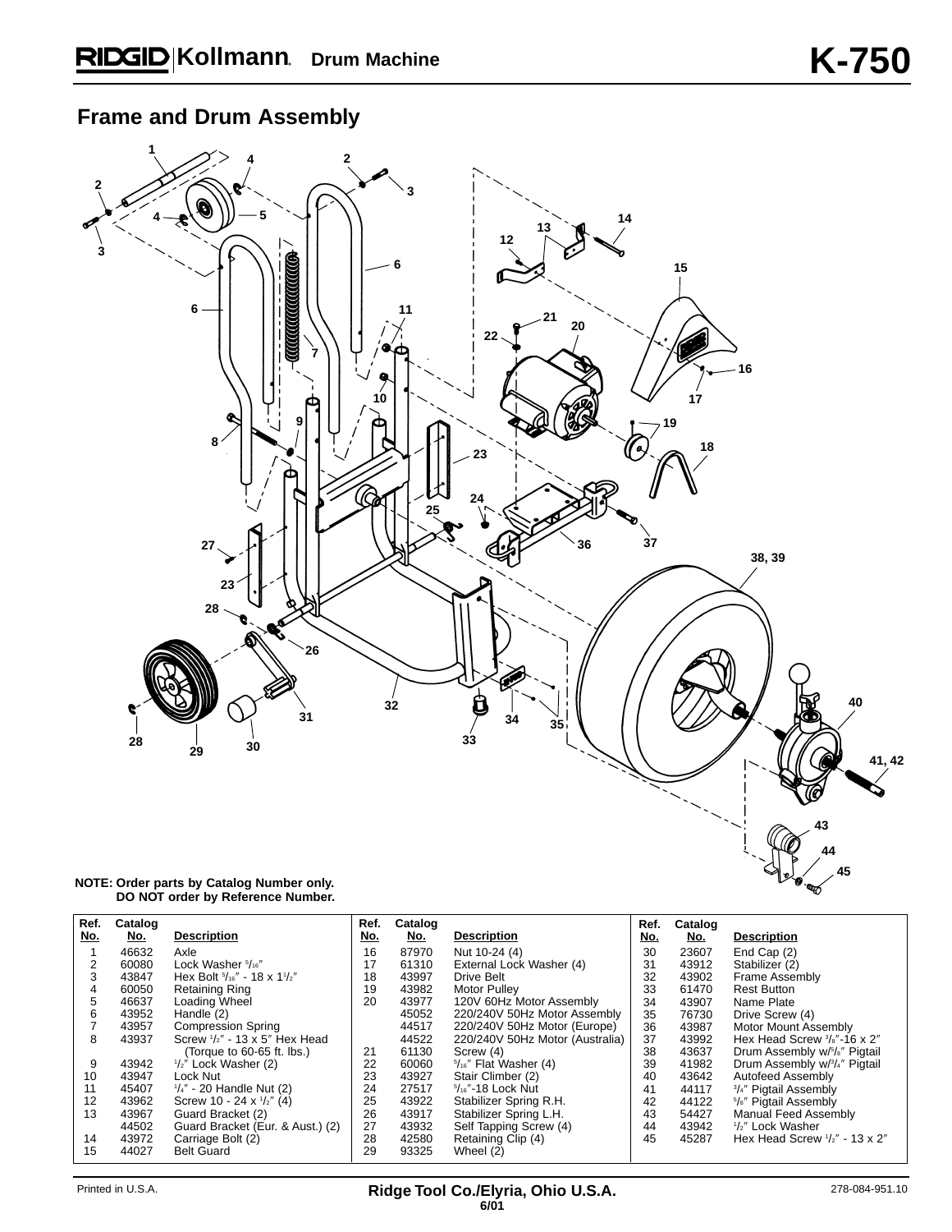# RIDGID Kollmann Drum Machine K-750

## Frame and Drum Assembly

**NOTE: Order parts by Catalog Number only.
DO NOT order by Reference Number.**

| Ref. No. | Catalog No. | Description | Ref. No. | Catalog No. | Description | Ref. No. | Catalog No. | Description |
|---|---|---|---|---|---|---|---|---|
| 1 | 46632 | Axle | 16 | 87970 | Nut 10-24 (4) | 30 | 23607 | End Cap (2) |
| 2 | 60080 | Lock Washer 5/16″ | 17 | 61310 | External Lock Washer (4) | 31 | 43912 | Stabilizer (2) |
| 3 | 43847 | Hex Bolt 5/16″ - 18 x 1 1/2″ | 18 | 43997 | Drive Belt | 32 | 43902 | Frame Assembly |
| 4 | 60050 | Retaining Ring | 19 | 43982 | Motor Pulley | 33 | 61470 | Rest Button |
| 5 | 46637 | Loading Wheel | 20 | 43977 | 120V 60Hz Motor Assembly | 34 | 43907 | Name Plate |
| 6 | 43952 | Handle (2) | | 45052 | 220/240V 50Hz Motor Assembly | 35 | 76730 | Drive Screw (4) |
| 7 | 43957 | Compression Spring | | 44517 | 220/240V 50Hz Motor (Europe) | 36 | 43987 | Motor Mount Assembly |
| 8 | 43937 | Screw 1/2″ - 13 x 5″ Hex Head (Torque to 60-65 ft. lbs.) | | 44522 | 220/240V 50Hz Motor (Australia) | 37 | 43992 | Hex Head Screw 3/8″-16 x 2″ |
| 9 | 43942 | 1/2″ Lock Washer (2) | 21 | 61130 | Screw (4) | 38 | 43637 | Drum Assembly w/5/8″ Pigtail |
| 10 | 43947 | Lock Nut | 22 | 60060 | 5/16″ Flat Washer (4) | 39 | 41982 | Drum Assembly w/3/4″ Pigtail |
| 11 | 45407 | 1/4″ - 20 Handle Nut (2) | 23 | 43927 | Stair Climber (2) | 40 | 43642 | Autofeed Assembly |
| 12 | 43962 | Screw 10 - 24 x 1/2″ (4) | 24 | 27517 | 5/16″-18 Lock Nut | 41 | 44117 | 3/4″ Pigtail Assembly |
| 13 | 43967 | Guard Bracket (2) | 25 | 43922 | Stabilizer Spring R.H. | 42 | 44122 | 5/8″ Pigtail Assembly |
| | 44502 | Guard Bracket (Eur. & Aust.) (2) | 26 | 43917 | Stabilizer Spring L.H. | 43 | 54427 | Manual Feed Assembly |
| 14 | 43972 | Carriage Bolt (2) | 27 | 43932 | Self Tapping Screw (4) | 44 | 43942 | 1/2″ Lock Washer |
| 15 | 44027 | Belt Guard | 28 | 42580 | Retaining Clip (4) | 45 | 45287 | Hex Head Screw 1/2″ - 13 x 2″ |
| | | | 29 | 93325 | Wheel (2) | | | |

Printed in U.S.A. — Ridge Tool Co./Elyria, Ohio U.S.A. 6/01 — 278-084-951.10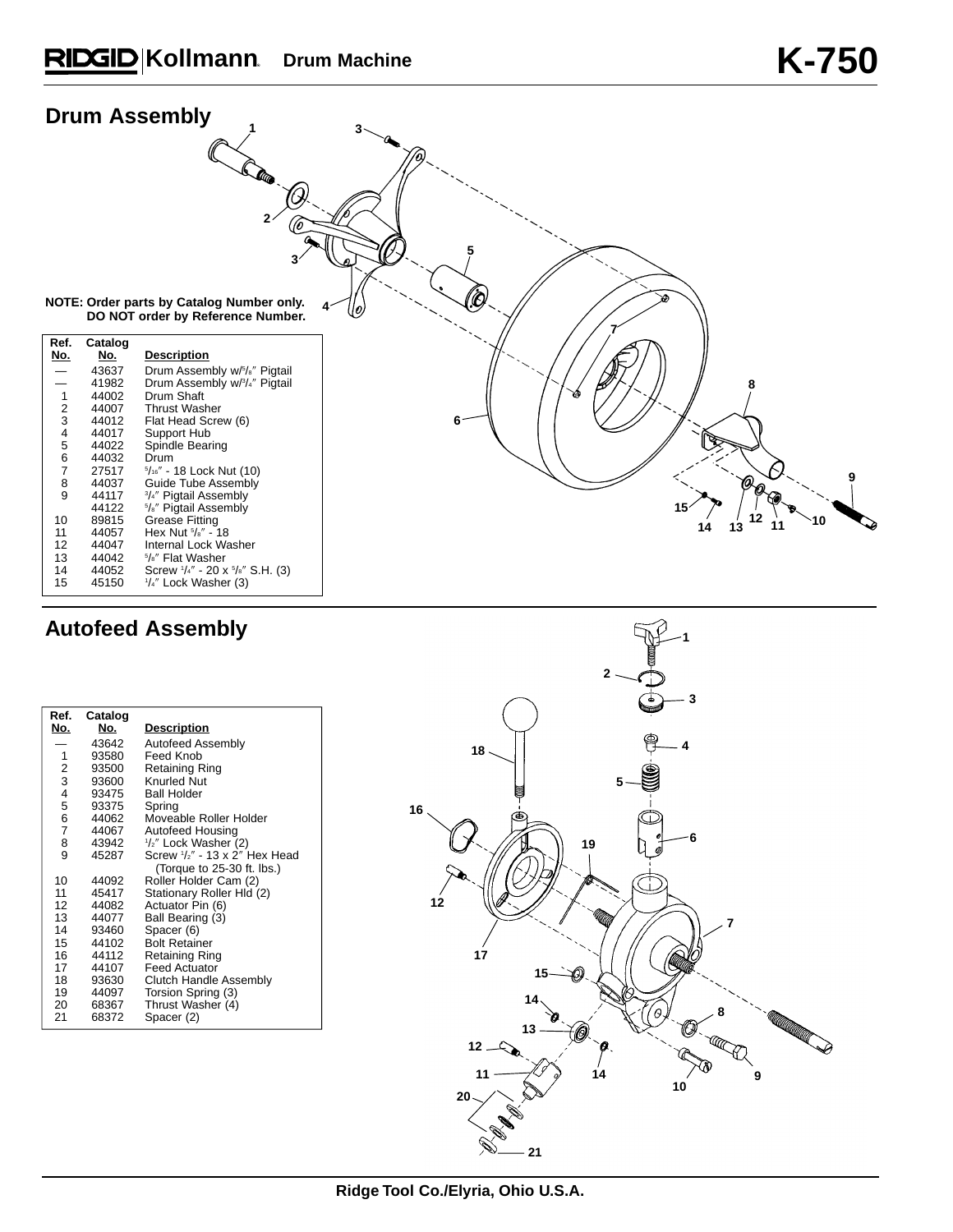## Drum Assembly

**NOTE: Order parts by Catalog Number only. DO NOT order by Reference Number.**

| Ref. No. | Catalog No. | Description |
|---|---|---|
| — | 43637 | Drum Assembly w/5/8″ Pigtail |
| — | 41982 | Drum Assembly w/3/4″ Pigtail |
| 1 | 44002 | Drum Shaft |
| 2 | 44007 | Thrust Washer |
| 3 | 44012 | Flat Head Screw (6) |
| 4 | 44017 | Support Hub |
| 5 | 44022 | Spindle Bearing |
| 6 | 44032 | Drum |
| 7 | 27517 | 5/16″ - 18 Lock Nut (10) |
| 8 | 44037 | Guide Tube Assembly |
| 9 | 44117 | 3/4″ Pigtail Assembly |
| | 44122 | 5/8″ Pigtail Assembly |
| 10 | 89815 | Grease Fitting |
| 11 | 44057 | Hex Nut 5/8″ - 18 |
| 12 | 44047 | Internal Lock Washer |
| 13 | 44042 | 5/8″ Flat Washer |
| 14 | 44052 | Screw 1/4″ - 20 x 5/8″ S.H. (3) |
| 15 | 45150 | 1/4″ Lock Washer (3) |

## Autofeed Assembly

| Ref. No. | Catalog No. | Description |
|---|---|---|
| — | 43642 | Autofeed Assembly |
| 1 | 93580 | Feed Knob |
| 2 | 93500 | Retaining Ring |
| 3 | 93600 | Knurled Nut |
| 4 | 93475 | Ball Holder |
| 5 | 93375 | Spring |
| 6 | 44062 | Moveable Roller Holder |
| 7 | 44067 | Autofeed Housing |
| 8 | 43942 | 1/2″ Lock Washer (2) |
| 9 | 45287 | Screw 1/2″ - 13 x 2″ Hex Head (Torque to 25-30 ft. lbs.) |
| 10 | 44092 | Roller Holder Cam (2) |
| 11 | 45417 | Stationary Roller Hld (2) |
| 12 | 44082 | Actuator Pin (6) |
| 13 | 44077 | Ball Bearing (3) |
| 14 | 93460 | Spacer (6) |
| 15 | 44102 | Bolt Retainer |
| 16 | 44112 | Retaining Ring |
| 17 | 44107 | Feed Actuator |
| 18 | 93630 | Clutch Handle Assembly |
| 19 | 44097 | Torsion Spring (3) |
| 20 | 68367 | Thrust Washer (4) |
| 21 | 68372 | Spacer (2) |

Ridge Tool Co./Elyria, Ohio U.S.A.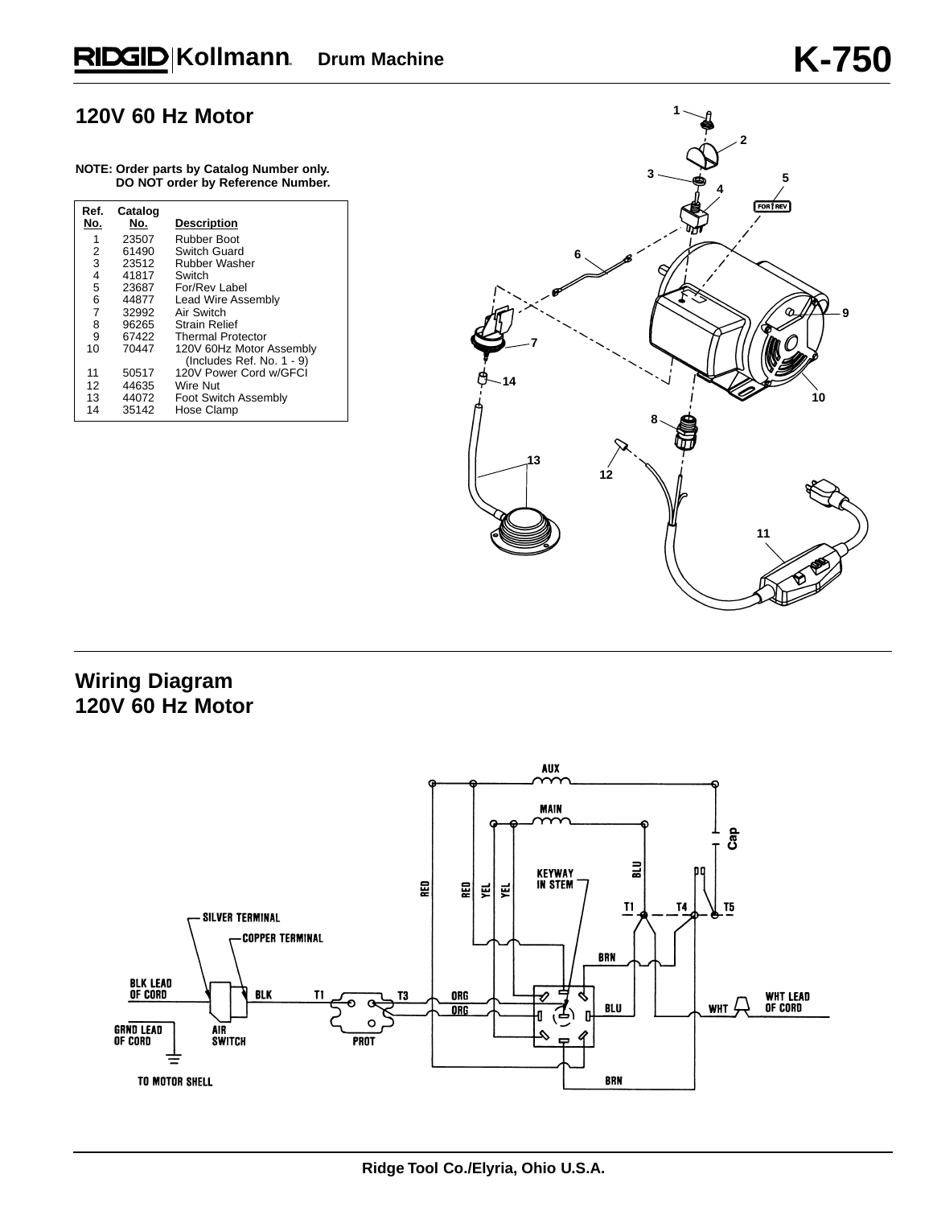## 120V 60 Hz Motor

**NOTE: Order parts by Catalog Number only. DO NOT order by Reference Number.**

| Ref. No. | Catalog No. | Description |
|---|---|---|
| 1 | 23507 | Rubber Boot |
| 2 | 61490 | Switch Guard |
| 3 | 23512 | Rubber Washer |
| 4 | 41817 | Switch |
| 5 | 23687 | For/Rev Label |
| 6 | 44877 | Lead Wire Assembly |
| 7 | 32992 | Air Switch |
| 8 | 96265 | Strain Relief |
| 9 | 67422 | Thermal Protector |
| 10 | 70447 | 120V 60Hz Motor Assembly (Includes Ref. No. 1 - 9) |
| 11 | 50517 | 120V Power Cord w/GFCI |
| 12 | 44635 | Wire Nut |
| 13 | 44072 | Foot Switch Assembly |
| 14 | 35142 | Hose Clamp |

## Wiring Diagram
## 120V 60 Hz Motor

Ridge Tool Co./Elyria, Ohio U.S.A.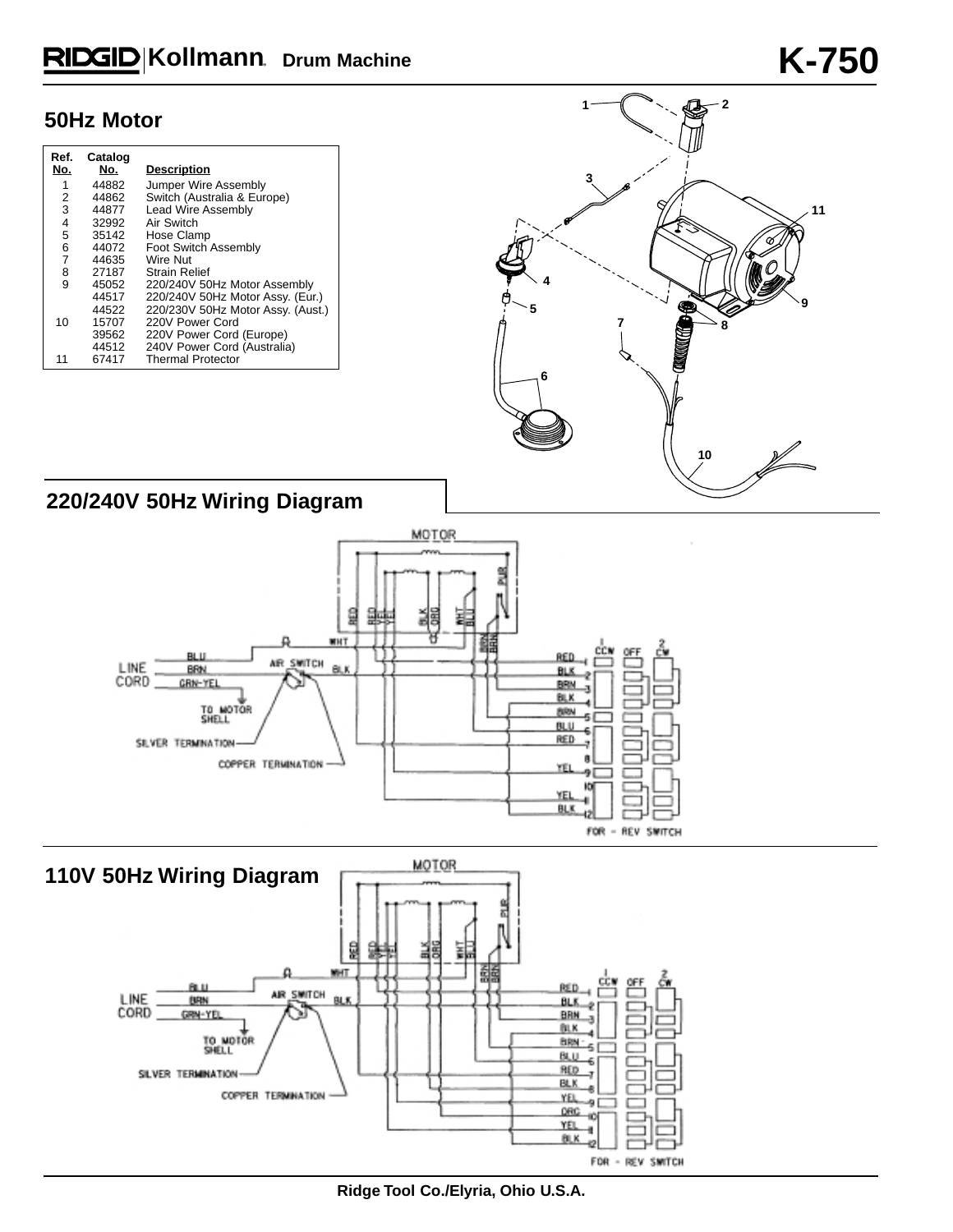# RIDGID | Kollmann Drum Machine — K-750

## 50Hz Motor

| Ref. No. | Catalog No. | Description |
|---|---|---|
| 1 | 44882 | Jumper Wire Assembly |
| 2 | 44862 | Switch (Australia & Europe) |
| 3 | 44877 | Lead Wire Assembly |
| 4 | 32992 | Air Switch |
| 5 | 35142 | Hose Clamp |
| 6 | 44072 | Foot Switch Assembly |
| 7 | 44635 | Wire Nut |
| 8 | 27187 | Strain Relief |
| 9 | 45052 | 220/240V 50Hz Motor Assembly |
|  | 44517 | 220/240V 50Hz Motor Assy. (Eur.) |
|  | 44522 | 220/230V 50Hz Motor Assy. (Aust.) |
| 10 | 15707 | 220V Power Cord |
|  | 39562 | 220V Power Cord (Europe) |
|  | 44512 | 240V Power Cord (Australia) |
| 11 | 67417 | Thermal Protector |

1
2
3
11
4
9
5
7
8
6
10

## 220/240V 50Hz Wiring Diagram

MOTOR
RED RED YEL YEL BLK ORG WHT BLU PUR BRN BRN
WHT
LINE CORD
BLU
BRN
GRN-YEL
AIR SWITCH
BLK
TO MOTOR SHELL
SILVER TERMINATION
COPPER TERMINATION
1 CCW OFF 2 CW
RED 1
BLK 2
BRN 3
BLK 4
BRN 5
BLU 6
RED 7
8
YEL 9
10
YEL 11
BLK 12
FOR - REV SWITCH

## 110V 50Hz Wiring Diagram

MOTOR
RED RED WHT YEL BLK ORG WHT BLU PUR BRN BRN
WHT
LINE CORD
BLU
BRN
GRN-YEL
AIR SWITCH
BLK
TO MOTOR SHELL
SILVER TERMINATION
COPPER TERMINATION
1 CCW OFF 2 CW
RED 1
BLK 2
BRN 3
BLK 4
BRN 5
BLU 6
RED 7
BLK 8
YEL 9
ORG 10
YEL 11
BLK 12
FOR - REV SWITCH

Ridge Tool Co./Elyria, Ohio U.S.A.